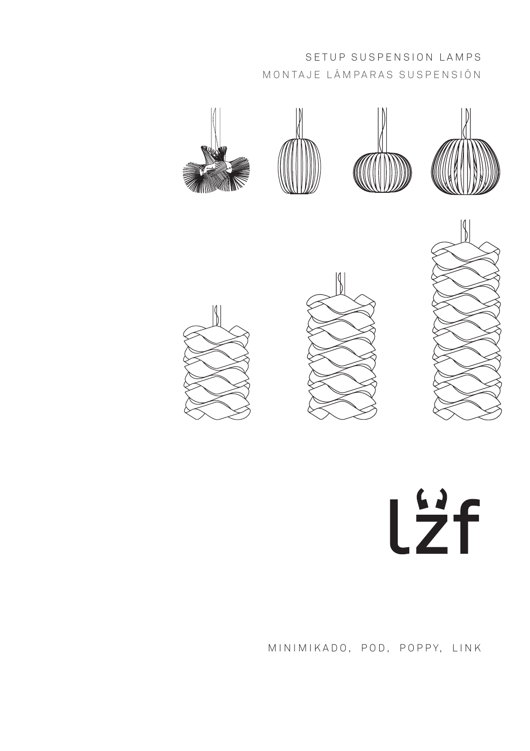# SETUP SUSPENSION LAMPS

## MONTAJE LÁMPARAS SUSPENSIÓN

lzf

MINIMIKADO, POD, POPPY, LINK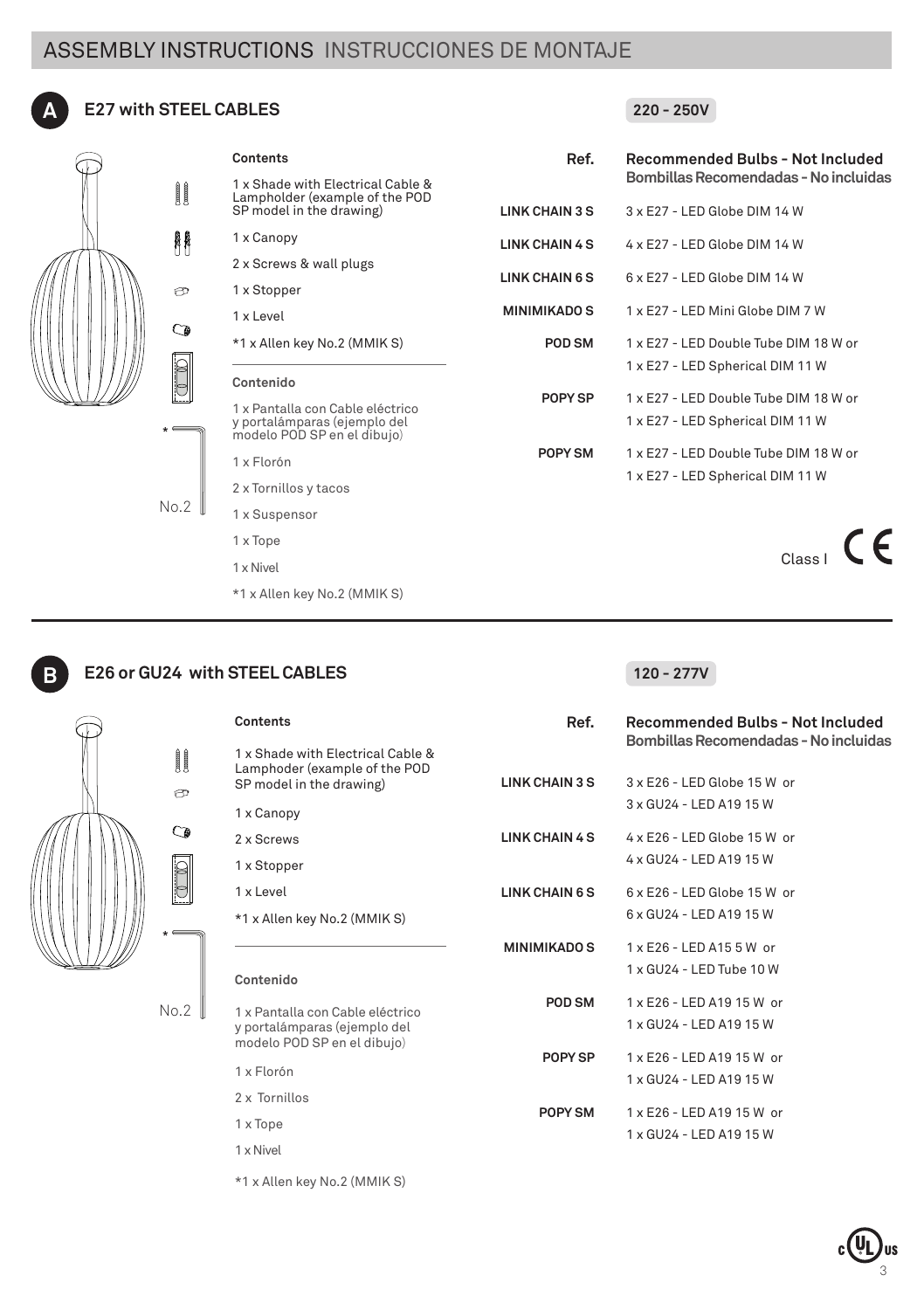# ASSEMBLY INSTRUCTIONS INSTRUCCIONES DE MONTAJE

## A E27 with STEEL CABLES

**220 - 250V**

**Contents**

1 x Shade with Electrical Cable & Lampholder (example of the POD SP model in the drawing)

1 x Canopy

2 x Screws & wall plugs

1 x Stopper

1 x Level

*1 x Allen key No.2 (MMIK S)

**Contenido**

1 x Pantalla con Cable eléctrico y portalámparas (ejemplo del modelo POD SP en el dibujo)

1 x Florón

2 x Tornillos y tacos

1 x Suspensor

1 x Tope

1 x Nivel

*1 x Allen key No.2 (MMIK S)

No.2

| Ref. | Recommended Bulbs - Not Included<br>Bombillas Recomendadas - No incluidas |
|---|---|
| LINK CHAIN 3 S | 3 x E27 - LED Globe DIM 14 W |
| LINK CHAIN 4 S | 4 x E27 - LED Globe DIM 14 W |
| LINK CHAIN 6 S | 6 x E27 - LED Globe DIM 14 W |
| MINIMIKADO S | 1 x E27 - LED Mini Globe DIM 7 W |
| POD SM | 1 x E27 - LED Double Tube DIM 18 W or<br>1 x E27 - LED Spherical DIM 11 W |
| POPY SP | 1 x E27 - LED Double Tube DIM 18 W or<br>1 x E27 - LED Spherical DIM 11 W |
| POPY SM | 1 x E27 - LED Double Tube DIM 18 W or<br>1 x E27 - LED Spherical DIM 11 W |

Class I CE

## B E26 or GU24 with STEEL CABLES

**120 - 277V**

**Contents**

1 x Shade with Electrical Cable & Lamphoder (example of the POD SP model in the drawing)

1 x Canopy

2 x Screws

1 x Stopper

1 x Level

*1 x Allen key No.2 (MMIK S)

**Contenido**

1 x Pantalla con Cable eléctrico y portalámparas (ejemplo del modelo POD SP en el dibujo)

1 x Florón

2 x Tornillos

1 x Tope

1 x Nivel

*1 x Allen key No.2 (MMIK S)

No.2

| Ref. | Recommended Bulbs - Not Included<br>Bombillas Recomendadas - No incluidas |
|---|---|
| LINK CHAIN 3 S | 3 x E26 - LED Globe 15 W or<br>3 x GU24 - LED A19 15 W |
| LINK CHAIN 4 S | 4 x E26 - LED Globe 15 W or<br>4 x GU24 - LED A19 15 W |
| LINK CHAIN 6 S | 6 x E26 - LED Globe 15 W or<br>6 x GU24 - LED A19 15 W |
| MINIMIKADO S | 1 x E26 - LED A15 5 W or<br>1 x GU24 - LED Tube 10 W |
| POD SM | 1 x E26 - LED A19 15 W or<br>1 x GU24 - LED A19 15 W |
| POPY SP | 1 x E26 - LED A19 15 W or<br>1 x GU24 - LED A19 15 W |
| POPY SM | 1 x E26 - LED A19 15 W or<br>1 x GU24 - LED A19 15 W |

c UL us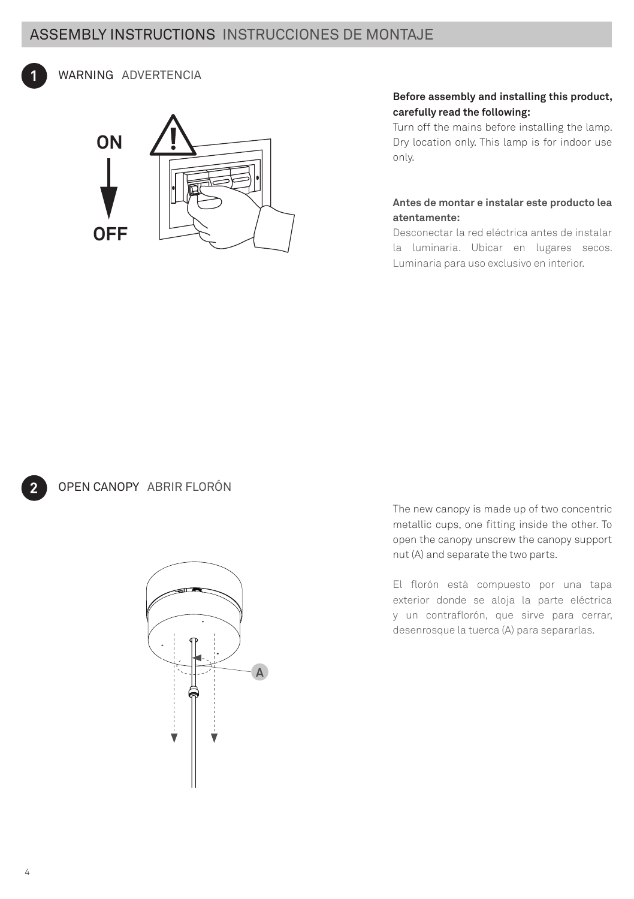# ASSEMBLY INSTRUCTIONS INSTRUCCIONES DE MONTAJE

## 1 WARNING ADVERTENCIA

**Before assembly and installing this product, carefully read the following:**

Turn off the mains before installing the lamp. Dry location only. This lamp is for indoor use only.

**Antes de montar e instalar este producto lea atentamente:**

Desconectar la red eléctrica antes de instalar la luminaria. Ubicar en lugares secos. Luminaria para uso exclusivo en interior.

## 2 OPEN CANOPY ABRIR FLORÓN

The new canopy is made up of two concentric metallic cups, one fitting inside the other. To open the canopy unscrew the canopy support nut (A) and separate the two parts.

El florón está compuesto por una tapa exterior donde se aloja la parte eléctrica y un contraflorón, que sirve para cerrar, desenrosque la tuerca (A) para separarlas.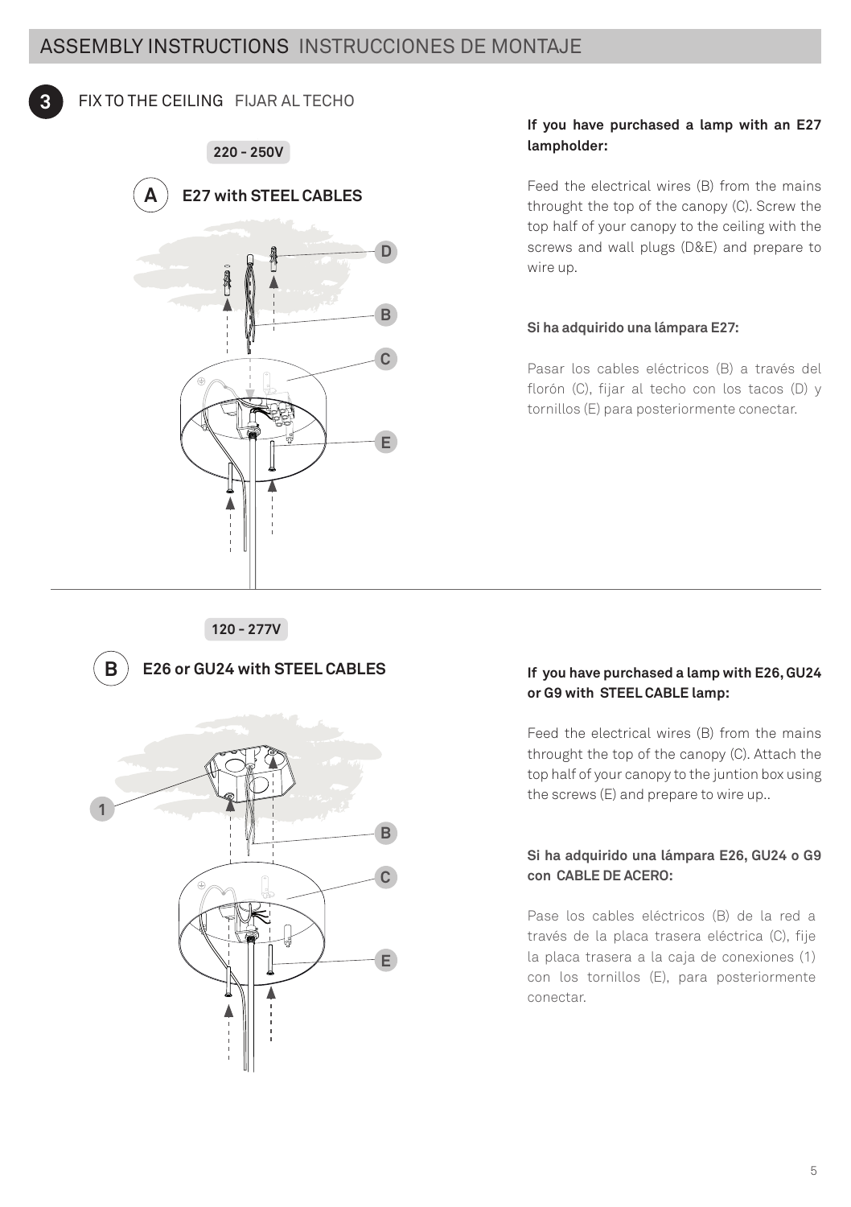# ASSEMBLY INSTRUCTIONS INSTRUCCIONES DE MONTAJE

## 3 FIX TO THE CEILING FIJAR AL TECHO

**220 - 250V**

### A E27 with STEEL CABLES

D

B

C

E

**If you have purchased a lamp with an E27 lampholder:**

Feed the electrical wires (B) from the mains throught the top of the canopy (C). Screw the top half of your canopy to the ceiling with the screws and wall plugs (D&E) and prepare to wire up.

**Si ha adquirido una lámpara E27:**

Pasar los cables eléctricos (B) a través del florón (C), fijar al techo con los tacos (D) y tornillos (E) para posteriormente conectar.

---

**120 - 277V**

### B E26 or GU24 with STEEL CABLES

1

B

C

E

**If you have purchased a lamp with E26, GU24 or G9 with STEEL CABLE lamp:**

Feed the electrical wires (B) from the mains throught the top of the canopy (C). Attach the top half of your canopy to the juntion box using the screws (E) and prepare to wire up..

**Si ha adquirido una lámpara E26, GU24 o G9 con CABLE DE ACERO:**

Pase los cables eléctricos (B) de la red a través de la placa trasera eléctrica (C), fije la placa trasera a la caja de conexiones (1) con los tornillos (E), para posteriormente conectar.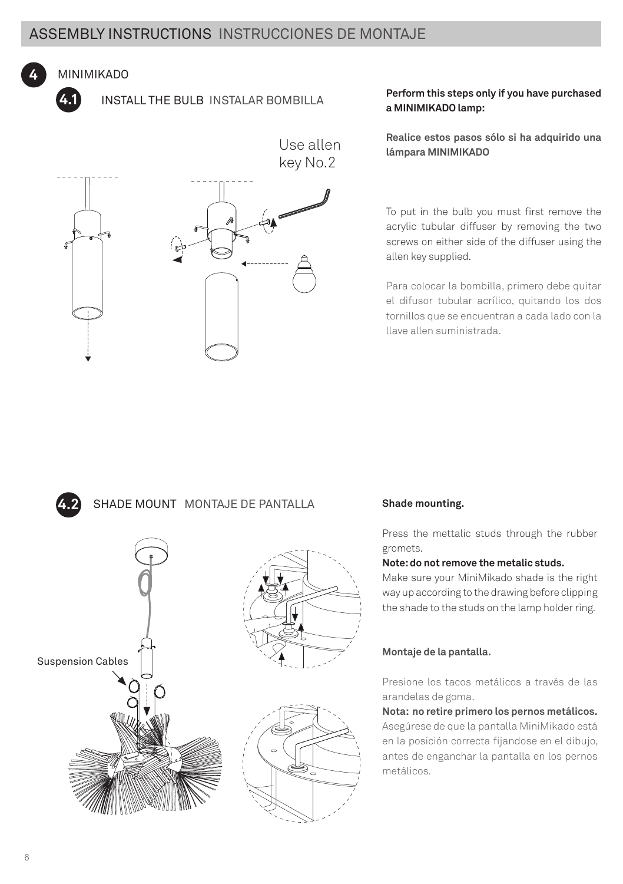## ASSEMBLY INSTRUCTIONS INSTRUCCIONES DE MONTAJE

### 4 MINIMIKADO

#### 4.1 INSTALL THE BULB INSTALAR BOMBILLA

Use allen key No.2

**Perform this steps only if you have purchased a MINIMIKADO lamp:**

**Realice estos pasos sólo si ha adquirido una lámpara MINIMIKADO**

To put in the bulb you must first remove the acrylic tubular diffuser by removing the two screws on either side of the diffuser using the allen key supplied.

Para colocar la bombilla, primero debe quitar el difusor tubular acrílico, quitando los dos tornillos que se encuentran a cada lado con la llave allen suministrada.

#### 4.2 SHADE MOUNT MONTAJE DE PANTALLA

Suspension Cables

**Shade mounting.**

Press the mettalic studs through the rubber gromets.

**Note: do not remove the metalic studs.**

Make sure your MiniMikado shade is the right way up according to the drawing before clipping the shade to the studs on the lamp holder ring.

**Montaje de la pantalla.**

Presione los tacos metálicos a través de las arandelas de goma.

**Nota: no retire primero los pernos metálicos.**

Asegúrese de que la pantalla MiniMikado está en la posición correcta fijandose en el dibujo, antes de enganchar la pantalla en los pernos metálicos.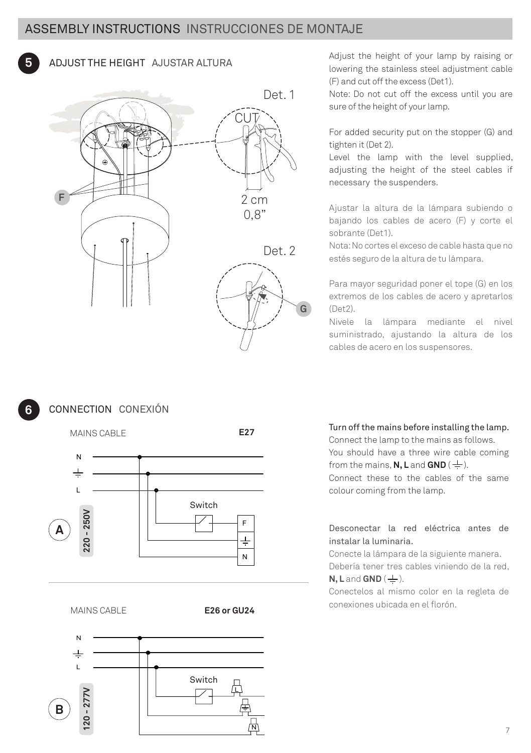## ASSEMBLY INSTRUCTIONS INSTRUCCIONES DE MONTAJE

### 5 ADJUST THE HEIGHT AJUSTAR ALTURA

Adjust the height of your lamp by raising or lowering the stainless steel adjustment cable (F) and cut off the excess (Det1).
Note: Do not cut off the excess until you are sure of the height of your lamp.

For added security put on the stopper (G) and tighten it (Det 2).
Level the lamp with the level supplied, adjusting the height of the steel cables if necessary the suspenders.

Ajustar la altura de la lámpara subiendo o bajando los cables de acero (F) y corte el sobrante (Det1).
Nota: No cortes el exceso de cable hasta que no estés seguro de la altura de tu lámpara.

Para mayor seguridad poner el tope (G) en los extremos de los cables de acero y apretarlos (Det2).
Nivele la lámpara mediante el nivel suministrado, ajustando la altura de los cables de acero en los suspensores.

### 6 CONNECTION CONEXIÓN

**Turn off the mains before installing the lamp.**
Connect the lamp to the mains as follows.
You should have a three wire cable coming from the mains, **N, L** and **GND** (⏚).
Connect these to the cables of the same colour coming from the lamp.

**Desconectar la red eléctrica antes de instalar la luminaria.**
Conecte la lámpara de la siguiente manera.
Debería tener tres cables viniendo de la red, **N, L** and **GND** (⏚).
Conectelos al mismo color en la regleta de conexiones ubicada en el florón.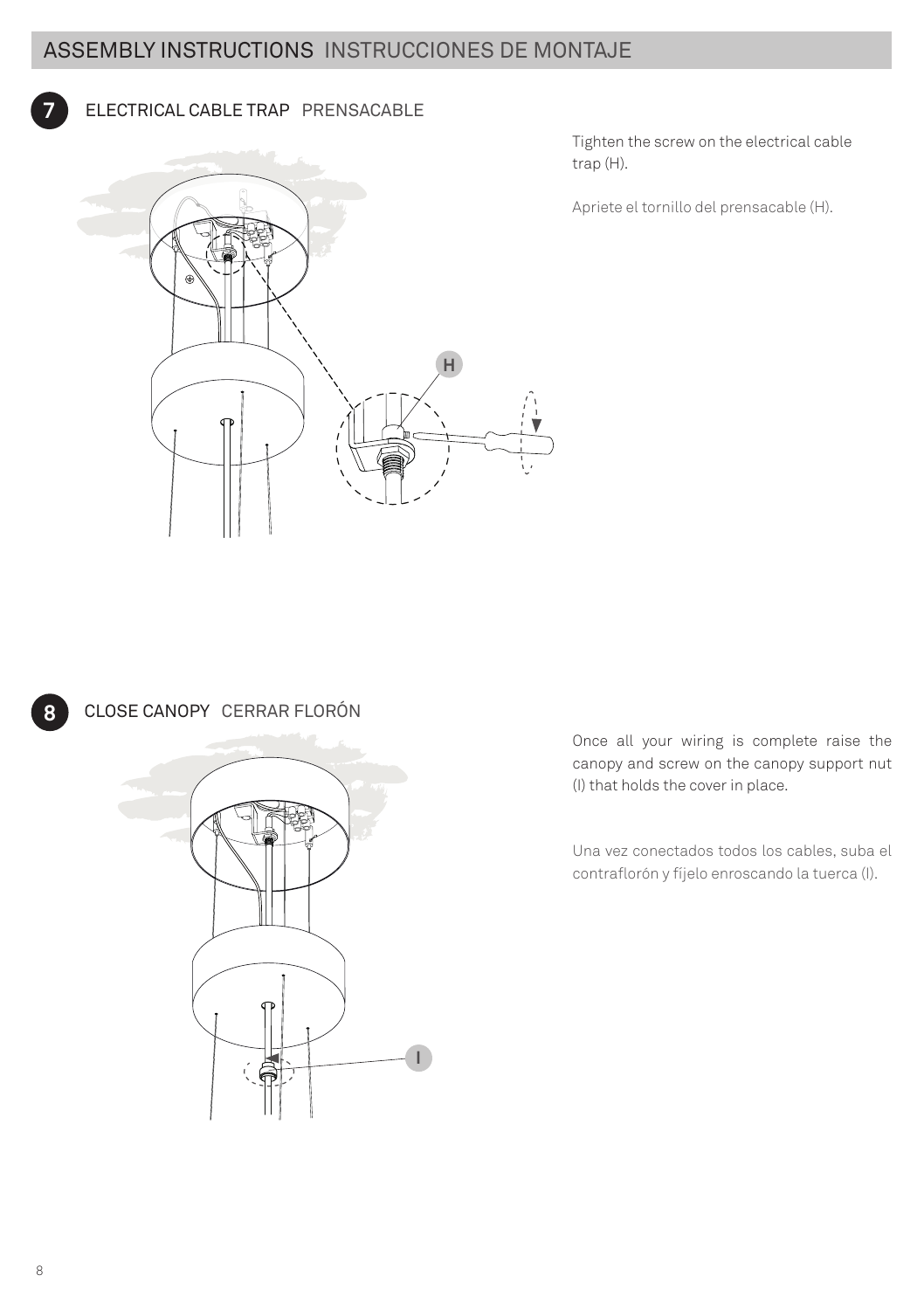## ASSEMBLY INSTRUCTIONS INSTRUCCIONES DE MONTAJE

### 7 ELECTRICAL CABLE TRAP PRENSACABLE

Tighten the screw on the electrical cable trap (H).

Apriete el tornillo del prensacable (H).

### 8 CLOSE CANOPY CERRAR FLORÓN

Once all your wiring is complete raise the canopy and screw on the canopy support nut (I) that holds the cover in place.

Una vez conectados todos los cables, suba el contraflorón y fíjelo enroscando la tuerca (I).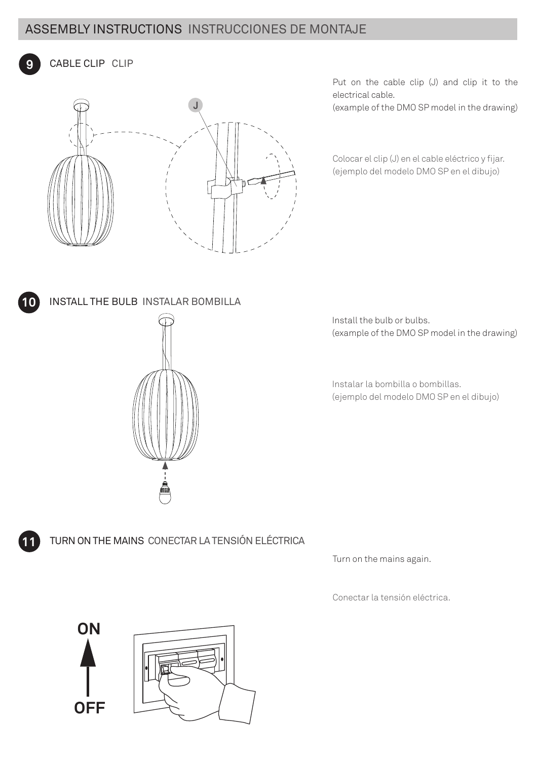## ASSEMBLY INSTRUCTIONS INSTRUCCIONES DE MONTAJE

### 9 CABLE CLIP CLIP

J

Put on the cable clip (J) and clip it to the electrical cable.
(example of the DMO SP model in the drawing)

Colocar el clip (J) en el cable eléctrico y fijar.
(ejemplo del modelo DMO SP en el dibujo)

### 10 INSTALL THE BULB INSTALAR BOMBILLA

Install the bulb or bulbs.
(example of the DMO SP model in the drawing)

Instalar la bombilla o bombillas.
(ejemplo del modelo DMO SP en el dibujo)

### 11 TURN ON THE MAINS CONECTAR LA TENSIÓN ELÉCTRICA

Turn on the mains again.

Conectar la tensión eléctrica.

ON

OFF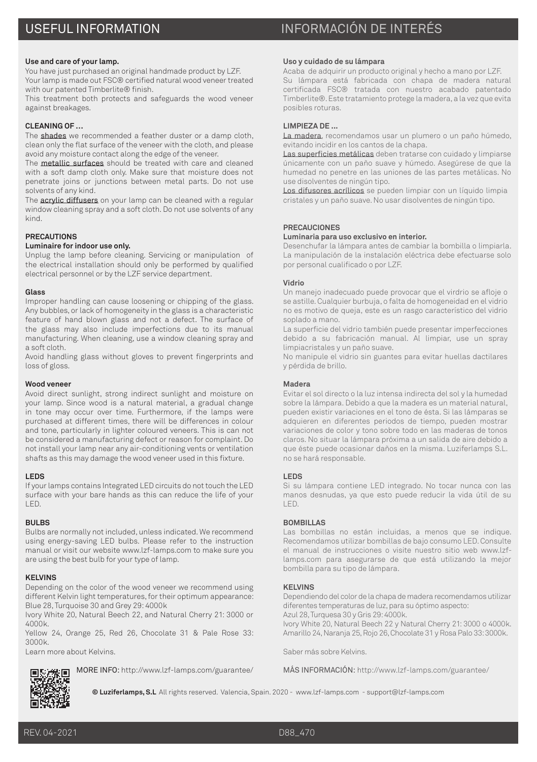# USEFUL INFORMATION

**Use and care of your lamp.**

You have just purchased an original handmade product by LZF. Your lamp is made out FSC® certified natural wood veneer treated with our patented Timberlite® finish.

This treatment both protects and safeguards the wood veneer against breakages.

**CLEANING OF ...**

The shades we recommended a feather duster or a damp cloth, clean only the flat surface of the veneer with the cloth, and please avoid any moisture contact along the edge of the veneer.

The metallic surfaces should be treated with care and cleaned with a soft damp cloth only. Make sure that moisture does not penetrate joins or junctions between metal parts. Do not use solvents of any kind.

The acrylic diffusers on your lamp can be cleaned with a regular window cleaning spray and a soft cloth. Do not use solvents of any kind.

**PRECAUTIONS**

**Luminaire for indoor use only.**

Unplug the lamp before cleaning. Servicing or manipulation of the electrical installation should only be performed by qualified electrical personnel or by the LZF service department.

**Glass**

Improper handling can cause loosening or chipping of the glass. Any bubbles, or lack of homogeneity in the glass is a characteristic feature of hand blown glass and not a defect. The surface of the glass may also include imperfections due to its manual manufacturing. When cleaning, use a window cleaning spray and a soft cloth.

Avoid handling glass without gloves to prevent fingerprints and loss of gloss.

**Wood veneer**

Avoid direct sunlight, strong indirect sunlight and moisture on your lamp. Since wood is a natural material, a gradual change in tone may occur over time. Furthermore, if the lamps were purchased at different times, there will be differences in colour and tone, particularly in lighter coloured veneers. This is can not be considered a manufacturing defect or reason for complaint. Do not install your lamp near any air-conditioning vents or ventilation shafts as this may damage the wood veneer used in this fixture.

**LEDS**

If your lamps contains Integrated LED circuits do not touch the LED surface with your bare hands as this can reduce the life of your LED.

**BULBS**

Bulbs are normally not included, unless indicated. We recommend using energy-saving LED bulbs. Please refer to the instruction manual or visit our website www.lzf-lamps.com to make sure you are using the best bulb for your type of lamp.

**KELVINS**

Depending on the color of the wood veneer we recommend using different Kelvin light temperatures, for their optimum appearance:

Blue 28, Turquoise 30 and Grey 29: 4000k

Ivory White 20, Natural Beech 22, and Natural Cherry 21: 3000 or 4000k.

Yellow 24, Orange 25, Red 26, Chocolate 31 & Pale Rose 33: 3000k.

Learn more about Kelvins.

MORE INFO: http://www.lzf-lamps.com/guarantee/

# INFORMACIÓN DE INTERÉS

**Uso y cuidado de su lámpara**

Acaba de adquirir un producto original y hecho a mano por LZF. Su lámpara está fabricada con chapa de madera natural certificada FSC® tratada con nuestro acabado patentado Timberlite®. Este tratamiento protege la madera, a la vez que evita posibles roturas.

**LIMPIEZA DE ...**

La madera, recomendamos usar un plumero o un paño húmedo, evitando incidir en los cantos de la chapa.

Las superficies metálicas deben tratarse con cuidado y limpiarse únicamente con un paño suave y húmedo. Asegúrese de que la humedad no penetre en las uniones de las partes metálicas. No use disolventes de ningún tipo.

Los difusores acrílicos se pueden limpiar con un líquido limpia cristales y un paño suave. No usar disolventes de ningún tipo.

**PRECAUCIONES**

**Luminaria para uso exclusivo en interior.**

Desenchufar la lámpara antes de cambiar la bombilla o limpiarla. La manipulación de la instalación eléctrica debe efectuarse solo por personal cualificado o por LZF.

**Vidrio**

Un manejo inadecuado puede provocar que el virdrio se afloje o se astille. Cualquier burbuja, o falta de homogeneidad en el vidrio no es motivo de queja, este es un rasgo característico del vidrio soplado a mano.

La superficie del vidrio también puede presentar imperfecciones debido a su fabricación manual. Al limpiar, use un spray limpiacristales y un paño suave.

No manipule el vidrio sin guantes para evitar huellas dactilares y pérdida de brillo.

**Madera**

Evitar el sol directo o la luz intensa indirecta del sol y la humedad sobre la lámpara. Debido a que la madera es un material natural, pueden existir variaciones en el tono de ésta. Si las lámparas se adquieren en diferentes periodos de tiempo, pueden mostrar variaciones de color y tono sobre todo en las maderas de tonos claros. No situar la lámpara próxima a un salida de aire debido a que éste puede ocasionar daños en la misma. Luziferlamps S.L. no se hará responsable.

**LEDS**

Si su lámpara contiene LED integrado. No tocar nunca con las manos desnudas, ya que esto puede reducir la vida útil de su LED.

**BOMBILLAS**

Las bombillas no están incluidas, a menos que se indique. Recomendamos utilizar bombillas de bajo consumo LED. Consulte el manual de instrucciones o visite nuestro sitio web www.lzf-lamps.com para asegurarse de que está utilizando la mejor bombilla para su tipo de lámpara.

**KELVINS**

Dependiendo del color de la chapa de madera recomendamos utilizar diferentes temperaturas de luz, para su óptimo aspecto:

Azul 28, Turquesa 30 y Gris 29: 4000k.

Ivory White 20, Natural Beech 22 y Natural Cherry 21: 3000 o 4000k.

Amarillo 24, Naranja 25, Rojo 26, Chocolate 31 y Rosa Palo 33: 3000k.

Saber más sobre Kelvins.

MÁS INFORMACIÓN: http://www.lzf-lamps.com/guarantee/

**© Luziferlamps, S.L** All rights reserved. Valencia, Spain. 2020 - www.lzf-lamps.com - support@lzf-lamps.com

REV. 04-2021

D88_470